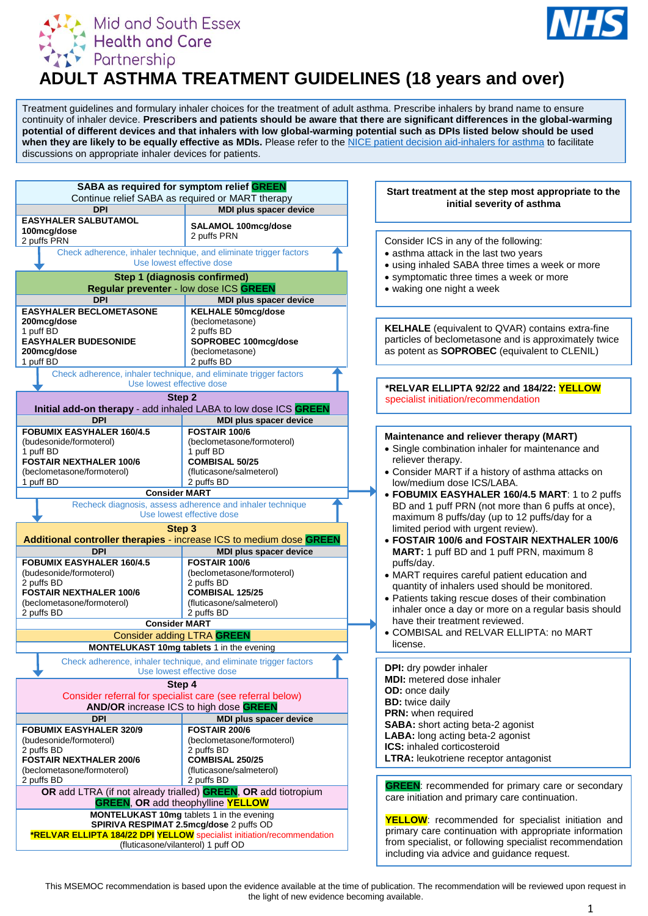Mid and South Essex Health and Care Partnership

# ADULT ASTHMA TREATMENT GUIDELINES (18 years and over)

Treatment guidelines and formulary inhaler choices for the treatment of adult asthma. Prescribe inhalers by brand name to ensure continuity of inhaler device. **Prescribers and patients should be aware that there are significant differences in the global-warming potential of different devices and that inhalers with low global-warming potential such as DPIs listed below should be used when they are likely to be equally effective as MDIs.** Please refer to the NICE patient decision aid-inhalers for asthma to facilitate discussions on appropriate inhaler devices for patients.

## SABA as required for symptom relief GREEN

Continue relief SABA as required or MART therapy

| DPI | MDI plus spacer device |
|---|---|
| **EASYHALER SALBUTAMOL 100mcg/dose** 2 puffs PRN | **SALAMOL 100mcg/dose** 2 puffs PRN |

Check adherence, inhaler technique, and eliminate trigger factors
Use lowest effective dose

## Step 1 (diagnosis confirmed)

**Regular preventer** - low dose ICS **GREEN**

| DPI | MDI plus spacer device |
|---|---|
| **EASYHALER BECLOMETASONE 200mcg/dose** 1 puff BD<br>**EASYHALER BUDESONIDE 200mcg/dose** 1 puff BD | **KELHALE 50mcg/dose** (beclometasone) 2 puffs BD<br>**SOPROBEC 100mcg/dose** (beclometasone) 2 puffs BD |

Check adherence, inhaler technique, and eliminate trigger factors
Use lowest effective dose

## Step 2

**Initial add-on therapy** - add inhaled LABA to low dose ICS **GREEN**

| DPI | MDI plus spacer device |
|---|---|
| **FOBUMIX EASYHALER 160/4.5** (budesonide/formoterol) 1 puff BD<br>**FOSTAIR NEXTHALER 100/6** (beclometasone/formoterol) 1 puff BD | **FOSTAIR 100/6** (beclometasone/formoterol) 1 puff BD<br>**COMBISAL 50/25** (fluticasone/salmeterol) 2 puffs BD |

**Consider MART**

Recheck diagnosis, assess adherence and inhaler technique
Use lowest effective dose

## Step 3

**Additional controller therapies** - increase ICS to medium dose **GREEN**

| DPI | MDI plus spacer device |
|---|---|
| **FOBUMIX EASYHALER 160/4.5** (budesonide/formoterol) 2 puffs BD<br>**FOSTAIR NEXTHALER 100/6** (beclometasone/formoterol) 2 puffs BD | **FOSTAIR 100/6** (beclometasone/formoterol) 2 puffs BD<br>**COMBISAL 125/25** (fluticasone/salmeterol) 2 puffs BD |

**Consider MART**

Consider adding LTRA **GREEN**

**MONTELUKAST 10mg tablets** 1 in the evening

Check adherence, inhaler technique, and eliminate trigger factors
Use lowest effective dose

## Step 4

Consider referral for specialist care (see referral below)
**AND/OR** increase ICS to high dose **GREEN**

| DPI | MDI plus spacer device |
|---|---|
| **FOBUMIX EASYHALER 320/9** (budesonide/formoterol) 2 puffs BD<br>**FOSTAIR NEXTHALER 200/6** (beclometasone/formoterol) 2 puffs BD | **FOSTAIR 200/6** (beclometasone/formoterol) 2 puffs BD<br>**COMBISAL 250/25** (fluticasone/salmeterol) 2 puffs BD |

**OR** add LTRA (if not already trialled) **GREEN**, **OR** add tiotropium **GREEN**, **OR** add theophylline **YELLOW**

**MONTELUKAST 10mg** tablets 1 in the evening
**SPIRIVA RESPIMAT 2.5mcg/dose** 2 puffs OD
**\*RELVAR ELLIPTA 184/22 DPI YELLOW** specialist initiation/recommendation (fluticasone/vilanterol) 1 puff OD

---

**Start treatment at the step most appropriate to the initial severity of asthma**

Consider ICS in any of the following:
- asthma attack in the last two years
- using inhaled SABA three times a week or more
- symptomatic three times a week or more
- waking one night a week

**KELHALE** (equivalent to QVAR) contains extra-fine particles of beclometasone and is approximately twice as potent as **SOPROBEC** (equivalent to CLENIL)

**\*RELVAR ELLIPTA 92/22 and 184/22: YELLOW**
specialist initiation/recommendation

**Maintenance and reliever therapy (MART)**
- Single combination inhaler for maintenance and reliever therapy.
- Consider MART if a history of asthma attacks on low/medium dose ICS/LABA.
- **FOBUMIX EASYHALER 160/4.5 MART**: 1 to 2 puffs BD and 1 puff PRN (not more than 6 puffs at once), maximum 8 puffs/day (up to 12 puffs/day for a limited period with urgent review).
- **FOSTAIR 100/6 and FOSTAIR NEXTHALER 100/6 MART:** 1 puff BD and 1 puff PRN, maximum 8 puffs/day.
- MART requires careful patient education and quantity of inhalers used should be monitored.
- Patients taking rescue doses of their combination inhaler once a day or more on a regular basis should have their treatment reviewed.
- COMBISAL and RELVAR ELLIPTA: no MART license.

**DPI:** dry powder inhaler
**MDI:** metered dose inhaler
**OD:** once daily
**BD:** twice daily
**PRN:** when required
**SABA:** short acting beta-2 agonist
**LABA:** long acting beta-2 agonist
**ICS:** inhaled corticosteroid
**LTRA:** leukotriene receptor antagonist

**GREEN**: recommended for primary care or secondary care initiation and primary care continuation.

**YELLOW**: recommended for specialist initiation and primary care continuation with appropriate information from specialist, or following specialist recommendation including via advice and guidance request.

This MSEMOC recommendation is based upon the evidence available at the time of publication. The recommendation will be reviewed upon request in the light of new evidence becoming available.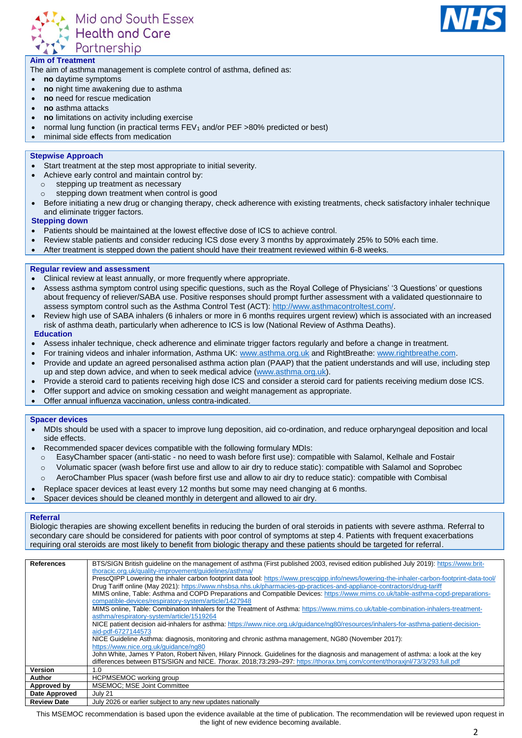Mid and South Essex Health and Care Partnership

NHS

## Aim of Treatment

The aim of asthma management is complete control of asthma, defined as:

- **no** daytime symptoms
- **no** night time awakening due to asthma
- **no** need for rescue medication
- **no** asthma attacks
- **no** limitations on activity including exercise
- normal lung function (in practical terms $FEV_1$ and/or PEF >80% predicted or best)
- minimal side effects from medication

## Stepwise Approach

- Start treatment at the step most appropriate to initial severity.
- Achieve early control and maintain control by:
  - stepping up treatment as necessary
  - stepping down treatment when control is good
- Before initiating a new drug or changing therapy, check adherence with existing treatments, check satisfactory inhaler technique and eliminate trigger factors.

### Stepping down

- Patients should be maintained at the lowest effective dose of ICS to achieve control.
- Review stable patients and consider reducing ICS dose every 3 months by approximately 25% to 50% each time.
- After treatment is stepped down the patient should have their treatment reviewed within 6-8 weeks.

## Regular review and assessment

- Clinical review at least annually, or more frequently where appropriate.
- Assess asthma symptom control using specific questions, such as the Royal College of Physicians' '3 Questions' or questions about frequency of reliever/SABA use. Positive responses should prompt further assessment with a validated questionnaire to assess symptom control such as the Asthma Control Test (ACT): http://www.asthmacontroltest.com/.
- Review high use of SABA inhalers (6 inhalers or more in 6 months requires urgent review) which is associated with an increased risk of asthma death, particularly when adherence to ICS is low (National Review of Asthma Deaths).

### Education

- Assess inhaler technique, check adherence and eliminate trigger factors regularly and before a change in treatment.
- For training videos and inhaler information, Asthma UK: www.asthma.org.uk and RightBreathe: www.rightbreathe.com.
- Provide and update an agreed personalised asthma action plan (PAAP) that the patient understands and will use, including step up and step down advice, and when to seek medical advice (www.asthma.org.uk).
- Provide a steroid card to patients receiving high dose ICS and consider a steroid card for patients receiving medium dose ICS.
- Offer support and advice on smoking cessation and weight management as appropriate.
- Offer annual influenza vaccination, unless contra-indicated.

## Spacer devices

- MDIs should be used with a spacer to improve lung deposition, aid co-ordination, and reduce orpharyngeal deposition and local side effects.
- Recommended spacer devices compatible with the following formulary MDIs:
  - EasyChamber spacer (anti-static - no need to wash before first use): compatible with Salamol, Kelhale and Fostair
  - Volumatic spacer (wash before first use and allow to air dry to reduce static): compatible with Salamol and Soprobec
  - AeroChamber Plus spacer (wash before first use and allow to air dry to reduce static): compatible with Combisal
- Replace spacer devices at least every 12 months but some may need changing at 6 months.
- Spacer devices should be cleaned monthly in detergent and allowed to air dry.

## Referral

Biologic therapies are showing excellent benefits in reducing the burden of oral steroids in patients with severe asthma. Referral to secondary care should be considered for patients with poor control of symptoms at step 4. Patients with frequent exacerbations requiring oral steroids are most likely to benefit from biologic therapy and these patients should be targeted for referral.

| | |
|---|---|
| **References** | BTS/SIGN British guideline on the management of asthma (First published 2003, revised edition published July 2019): https://www.brit-thoracic.org.uk/quality-improvement/guidelines/asthma/<br>PrescQIPP Lowering the inhaler carbon footprint data tool: https://www.prescqipp.info/news/lowering-the-inhaler-carbon-footprint-data-tool/<br>Drug Tariff online (May 2021): https://www.nhsbsa.nhs.uk/pharmacies-gp-practices-and-appliance-contractors/drug-tariff<br>MIMS online, Table: Asthma and COPD Preparations and Compatible Devices: https://www.mims.co.uk/table-asthma-copd-preparations-compatible-devices/respiratory-system/article/1427948<br>MIMS online, Table: Combination Inhalers for the Treatment of Asthma: https://www.mims.co.uk/table-combination-inhalers-treatment-asthma/respiratory-system/article/1519264<br>NICE patient decision aid-inhalers for asthma: https://www.nice.org.uk/guidance/ng80/resources/inhalers-for-asthma-patient-decision-aid-pdf-6727144573<br>NICE Guideline Asthma: diagnosis, monitoring and chronic asthma management, NG80 (November 2017): https://www.nice.org.uk/guidance/ng80<br>John White, James Y Paton, Robert Niven, Hilary Pinnock. Guidelines for the diagnosis and management of asthma: a look at the key differences between BTS/SIGN and NICE. *Thorax*. 2018;73:293–297: https://thorax.bmj.com/content/thoraxjnl/73/3/293.full.pdf |
| **Version** | 1.0 |
| **Author** | HCPMSEMOC working group |
| **Approved by** | MSEMOC; MSE Joint Committee |
| **Date Approved** | July 21 |
| **Review Date** | July 2026 or earlier subject to any new updates nationally |

This MSEMOC recommendation is based upon the evidence available at the time of publication. The recommendation will be reviewed upon request in the light of new evidence becoming available.